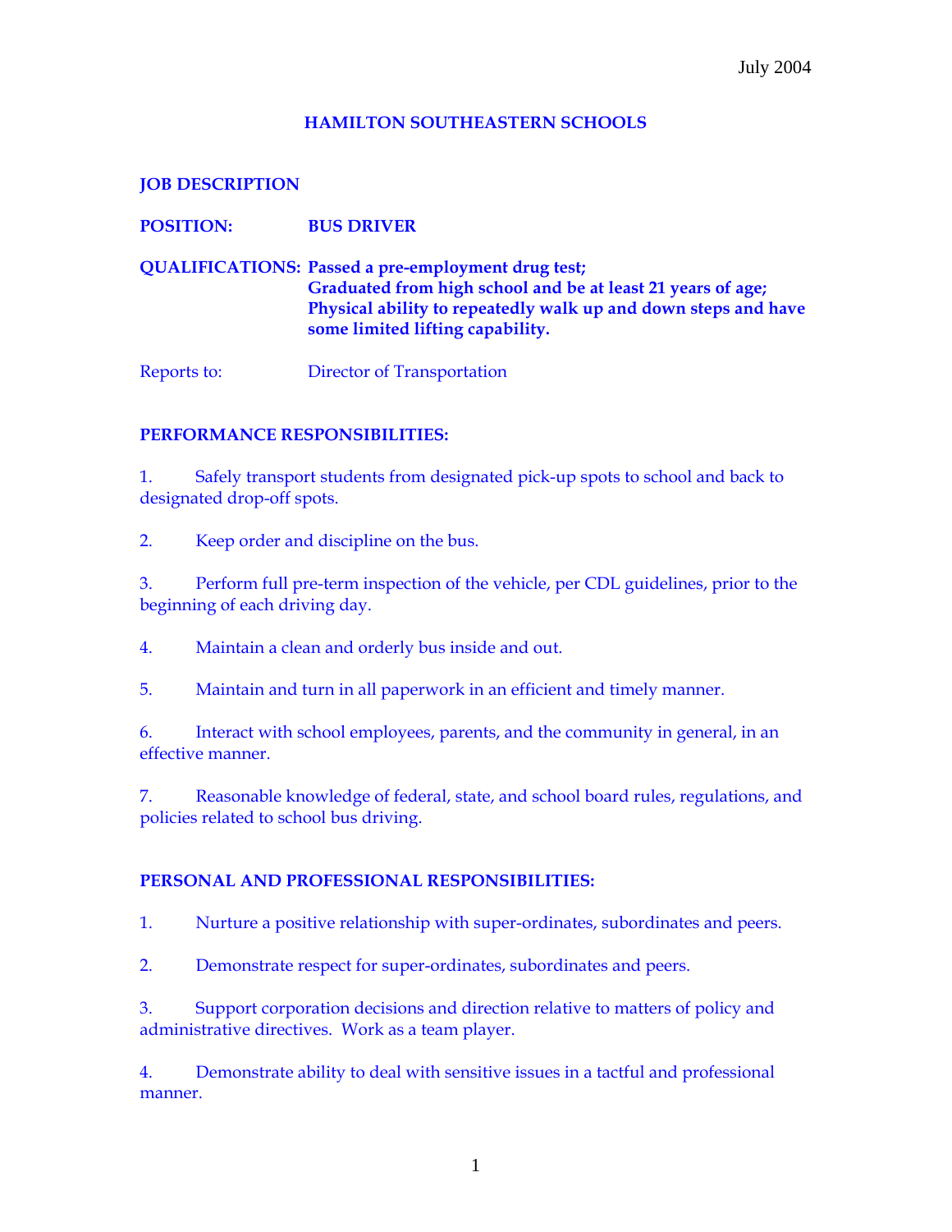July 2004

# HAMILTON SOUTHEASTERN SCHOOLS

**JOB DESCRIPTION**

**POSITION:** **BUS DRIVER**

**QUALIFICATIONS:** **Passed a pre-employment drug test;**
**Graduated from high school and be at least 21 years of age;**
**Physical ability to repeatedly walk up and down steps and have some limited lifting capability.**

Reports to: Director of Transportation

**PERFORMANCE RESPONSIBILITIES:**

1. Safely transport students from designated pick-up spots to school and back to designated drop-off spots.

2. Keep order and discipline on the bus.

3. Perform full pre-term inspection of the vehicle, per CDL guidelines, prior to the beginning of each driving day.

4. Maintain a clean and orderly bus inside and out.

5. Maintain and turn in all paperwork in an efficient and timely manner.

6. Interact with school employees, parents, and the community in general, in an effective manner.

7. Reasonable knowledge of federal, state, and school board rules, regulations, and policies related to school bus driving.

**PERSONAL AND PROFESSIONAL RESPONSIBILITIES:**

1. Nurture a positive relationship with super-ordinates, subordinates and peers.

2. Demonstrate respect for super-ordinates, subordinates and peers.

3. Support corporation decisions and direction relative to matters of policy and administrative directives. Work as a team player.

4. Demonstrate ability to deal with sensitive issues in a tactful and professional manner.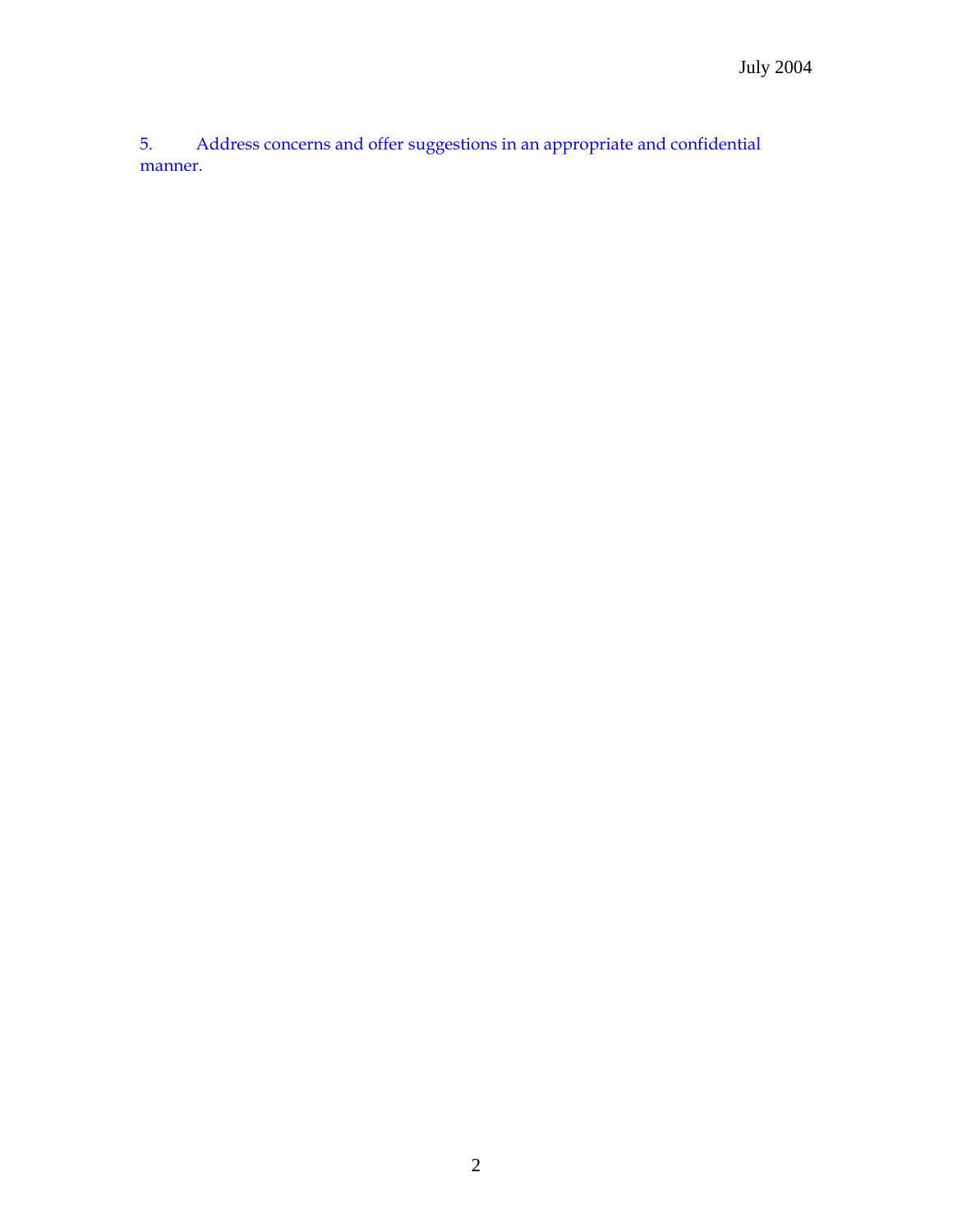5. Address concerns and offer suggestions in an appropriate and confidential manner.